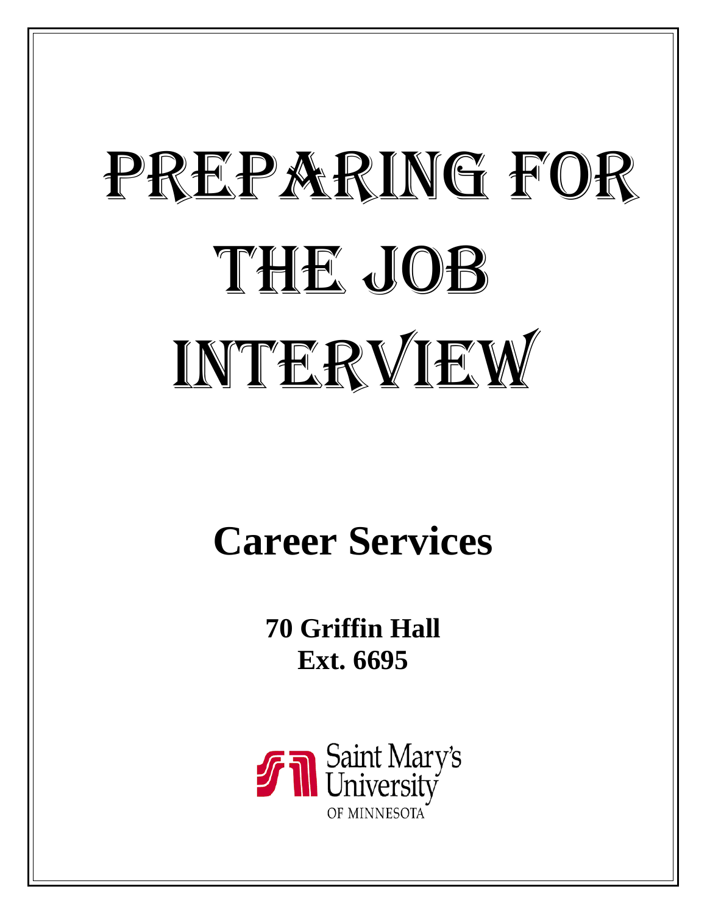# PREPARING FOR THE JOB INTERVIEW

## Career Services

**70 Griffin Hall**
**Ext. 6695**

Saint Mary's University
OF MINNESOTA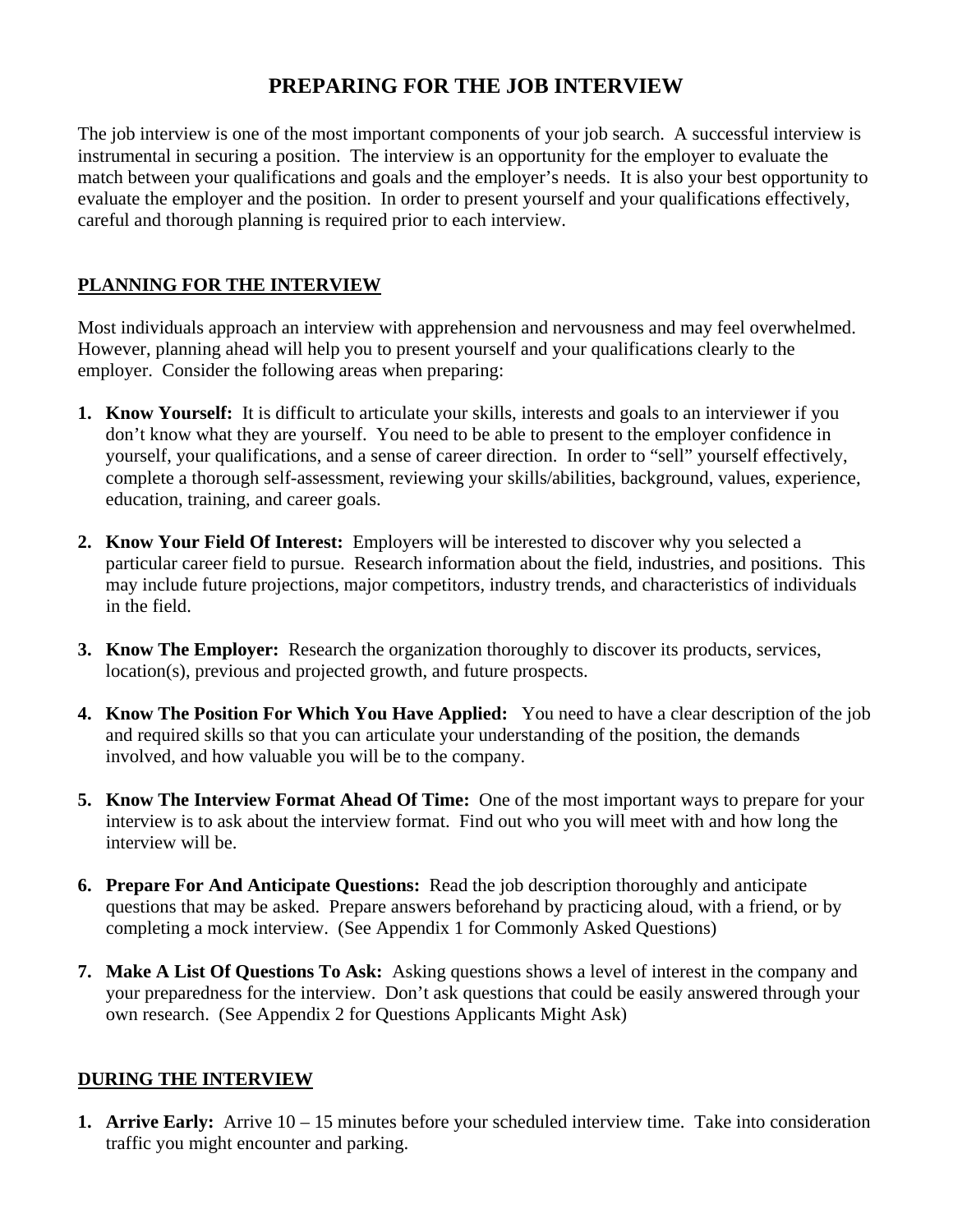# PREPARING FOR THE JOB INTERVIEW

The job interview is one of the most important components of your job search. A successful interview is instrumental in securing a position. The interview is an opportunity for the employer to evaluate the match between your qualifications and goals and the employer's needs. It is also your best opportunity to evaluate the employer and the position. In order to present yourself and your qualifications effectively, careful and thorough planning is required prior to each interview.

## PLANNING FOR THE INTERVIEW

Most individuals approach an interview with apprehension and nervousness and may feel overwhelmed. However, planning ahead will help you to present yourself and your qualifications clearly to the employer. Consider the following areas when preparing:

1. **Know Yourself:** It is difficult to articulate your skills, interests and goals to an interviewer if you don't know what they are yourself. You need to be able to present to the employer confidence in yourself, your qualifications, and a sense of career direction. In order to "sell" yourself effectively, complete a thorough self-assessment, reviewing your skills/abilities, background, values, experience, education, training, and career goals.

2. **Know Your Field Of Interest:** Employers will be interested to discover why you selected a particular career field to pursue. Research information about the field, industries, and positions. This may include future projections, major competitors, industry trends, and characteristics of individuals in the field.

3. **Know The Employer:** Research the organization thoroughly to discover its products, services, location(s), previous and projected growth, and future prospects.

4. **Know The Position For Which You Have Applied:** You need to have a clear description of the job and required skills so that you can articulate your understanding of the position, the demands involved, and how valuable you will be to the company.

5. **Know The Interview Format Ahead Of Time:** One of the most important ways to prepare for your interview is to ask about the interview format. Find out who you will meet with and how long the interview will be.

6. **Prepare For And Anticipate Questions:** Read the job description thoroughly and anticipate questions that may be asked. Prepare answers beforehand by practicing aloud, with a friend, or by completing a mock interview. (See Appendix 1 for Commonly Asked Questions)

7. **Make A List Of Questions To Ask:** Asking questions shows a level of interest in the company and your preparedness for the interview. Don't ask questions that could be easily answered through your own research. (See Appendix 2 for Questions Applicants Might Ask)

## DURING THE INTERVIEW

1. **Arrive Early:** Arrive 10 – 15 minutes before your scheduled interview time. Take into consideration traffic you might encounter and parking.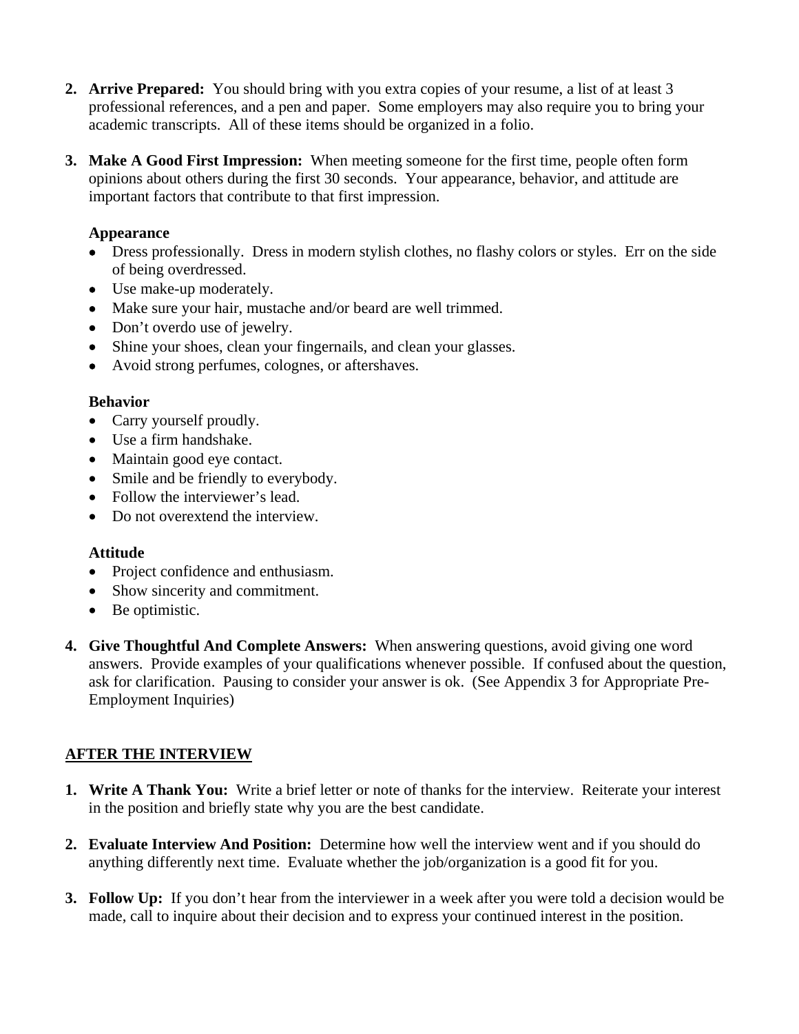2. **Arrive Prepared:** You should bring with you extra copies of your resume, a list of at least 3 professional references, and a pen and paper. Some employers may also require you to bring your academic transcripts. All of these items should be organized in a folio.

3. **Make A Good First Impression:** When meeting someone for the first time, people often form opinions about others during the first 30 seconds. Your appearance, behavior, and attitude are important factors that contribute to that first impression.

   **Appearance**
   - Dress professionally. Dress in modern stylish clothes, no flashy colors or styles. Err on the side of being overdressed.
   - Use make-up moderately.
   - Make sure your hair, mustache and/or beard are well trimmed.
   - Don't overdo use of jewelry.
   - Shine your shoes, clean your fingernails, and clean your glasses.
   - Avoid strong perfumes, colognes, or aftershaves.

   **Behavior**
   - Carry yourself proudly.
   - Use a firm handshake.
   - Maintain good eye contact.
   - Smile and be friendly to everybody.
   - Follow the interviewer's lead.
   - Do not overextend the interview.

   **Attitude**
   - Project confidence and enthusiasm.
   - Show sincerity and commitment.
   - Be optimistic.

4. **Give Thoughtful And Complete Answers:** When answering questions, avoid giving one word answers. Provide examples of your qualifications whenever possible. If confused about the question, ask for clarification. Pausing to consider your answer is ok. (See Appendix 3 for Appropriate Pre-Employment Inquiries)

## AFTER THE INTERVIEW

1. **Write A Thank You:** Write a brief letter or note of thanks for the interview. Reiterate your interest in the position and briefly state why you are the best candidate.

2. **Evaluate Interview And Position:** Determine how well the interview went and if you should do anything differently next time. Evaluate whether the job/organization is a good fit for you.

3. **Follow Up:** If you don't hear from the interviewer in a week after you were told a decision would be made, call to inquire about their decision and to express your continued interest in the position.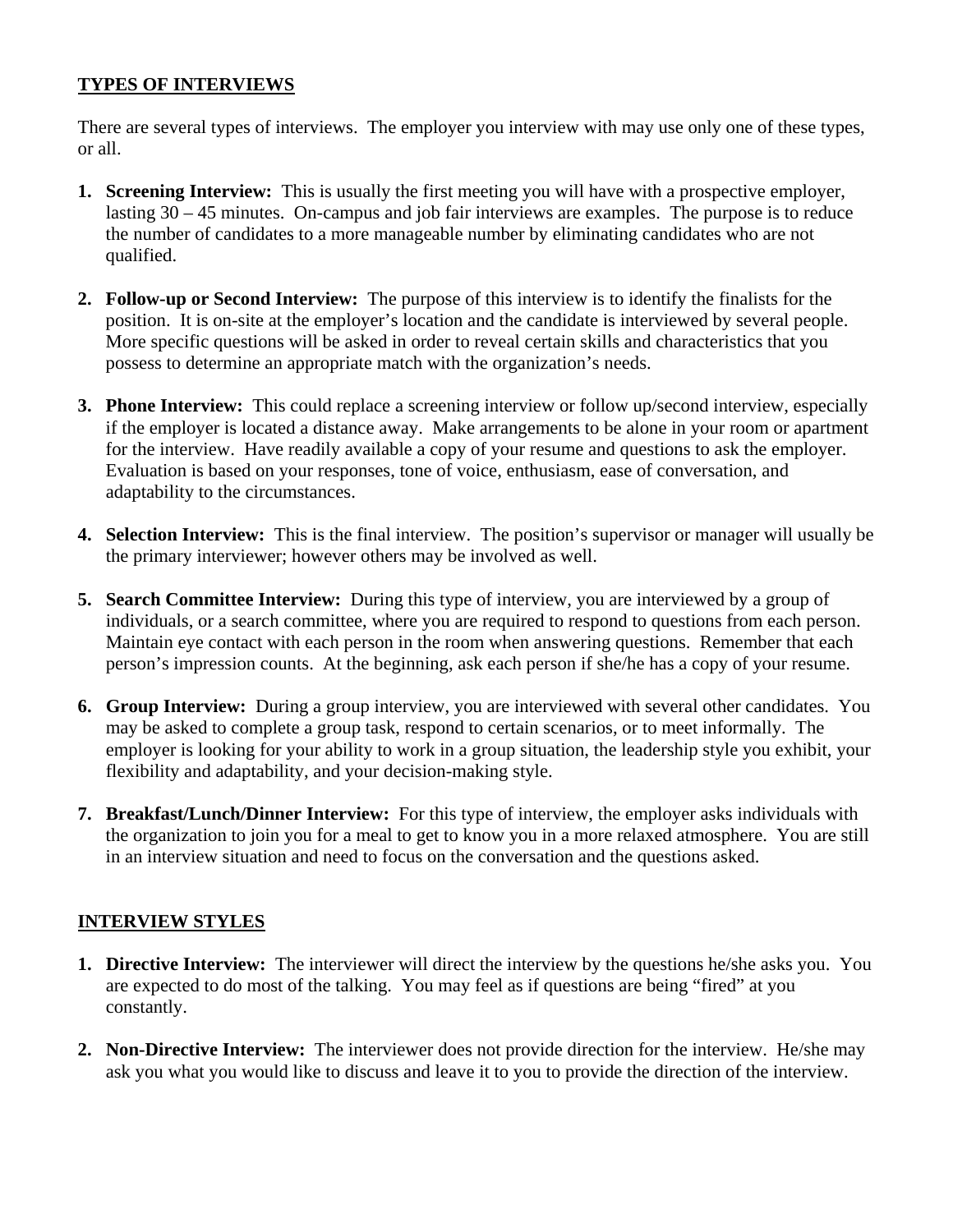## TYPES OF INTERVIEWS

There are several types of interviews. The employer you interview with may use only one of these types, or all.

1. **Screening Interview:** This is usually the first meeting you will have with a prospective employer, lasting 30 – 45 minutes. On-campus and job fair interviews are examples. The purpose is to reduce the number of candidates to a more manageable number by eliminating candidates who are not qualified.

2. **Follow-up or Second Interview:** The purpose of this interview is to identify the finalists for the position. It is on-site at the employer's location and the candidate is interviewed by several people. More specific questions will be asked in order to reveal certain skills and characteristics that you possess to determine an appropriate match with the organization's needs.

3. **Phone Interview:** This could replace a screening interview or follow up/second interview, especially if the employer is located a distance away. Make arrangements to be alone in your room or apartment for the interview. Have readily available a copy of your resume and questions to ask the employer. Evaluation is based on your responses, tone of voice, enthusiasm, ease of conversation, and adaptability to the circumstances.

4. **Selection Interview:** This is the final interview. The position's supervisor or manager will usually be the primary interviewer; however others may be involved as well.

5. **Search Committee Interview:** During this type of interview, you are interviewed by a group of individuals, or a search committee, where you are required to respond to questions from each person. Maintain eye contact with each person in the room when answering questions. Remember that each person's impression counts. At the beginning, ask each person if she/he has a copy of your resume.

6. **Group Interview:** During a group interview, you are interviewed with several other candidates. You may be asked to complete a group task, respond to certain scenarios, or to meet informally. The employer is looking for your ability to work in a group situation, the leadership style you exhibit, your flexibility and adaptability, and your decision-making style.

7. **Breakfast/Lunch/Dinner Interview:** For this type of interview, the employer asks individuals with the organization to join you for a meal to get to know you in a more relaxed atmosphere. You are still in an interview situation and need to focus on the conversation and the questions asked.

## INTERVIEW STYLES

1. **Directive Interview:** The interviewer will direct the interview by the questions he/she asks you. You are expected to do most of the talking. You may feel as if questions are being "fired" at you constantly.

2. **Non-Directive Interview:** The interviewer does not provide direction for the interview. He/she may ask you what you would like to discuss and leave it to you to provide the direction of the interview.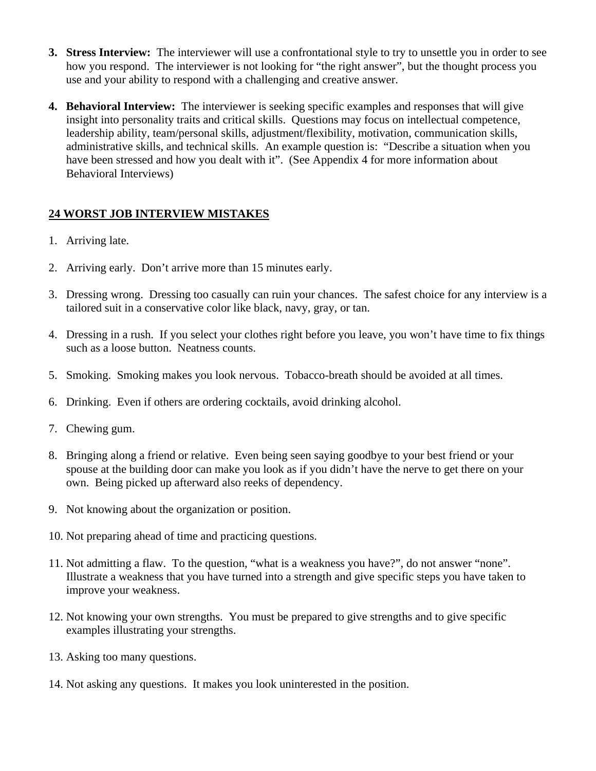3. **Stress Interview:** The interviewer will use a confrontational style to try to unsettle you in order to see how you respond. The interviewer is not looking for "the right answer", but the thought process you use and your ability to respond with a challenging and creative answer.

4. **Behavioral Interview:** The interviewer is seeking specific examples and responses that will give insight into personality traits and critical skills. Questions may focus on intellectual competence, leadership ability, team/personal skills, adjustment/flexibility, motivation, communication skills, administrative skills, and technical skills. An example question is: "Describe a situation when you have been stressed and how you dealt with it". (See Appendix 4 for more information about Behavioral Interviews)

## 24 WORST JOB INTERVIEW MISTAKES

1. Arriving late.

2. Arriving early. Don't arrive more than 15 minutes early.

3. Dressing wrong. Dressing too casually can ruin your chances. The safest choice for any interview is a tailored suit in a conservative color like black, navy, gray, or tan.

4. Dressing in a rush. If you select your clothes right before you leave, you won't have time to fix things such as a loose button. Neatness counts.

5. Smoking. Smoking makes you look nervous. Tobacco-breath should be avoided at all times.

6. Drinking. Even if others are ordering cocktails, avoid drinking alcohol.

7. Chewing gum.

8. Bringing along a friend or relative. Even being seen saying goodbye to your best friend or your spouse at the building door can make you look as if you didn't have the nerve to get there on your own. Being picked up afterward also reeks of dependency.

9. Not knowing about the organization or position.

10. Not preparing ahead of time and practicing questions.

11. Not admitting a flaw. To the question, "what is a weakness you have?", do not answer "none". Illustrate a weakness that you have turned into a strength and give specific steps you have taken to improve your weakness.

12. Not knowing your own strengths. You must be prepared to give strengths and to give specific examples illustrating your strengths.

13. Asking too many questions.

14. Not asking any questions. It makes you look uninterested in the position.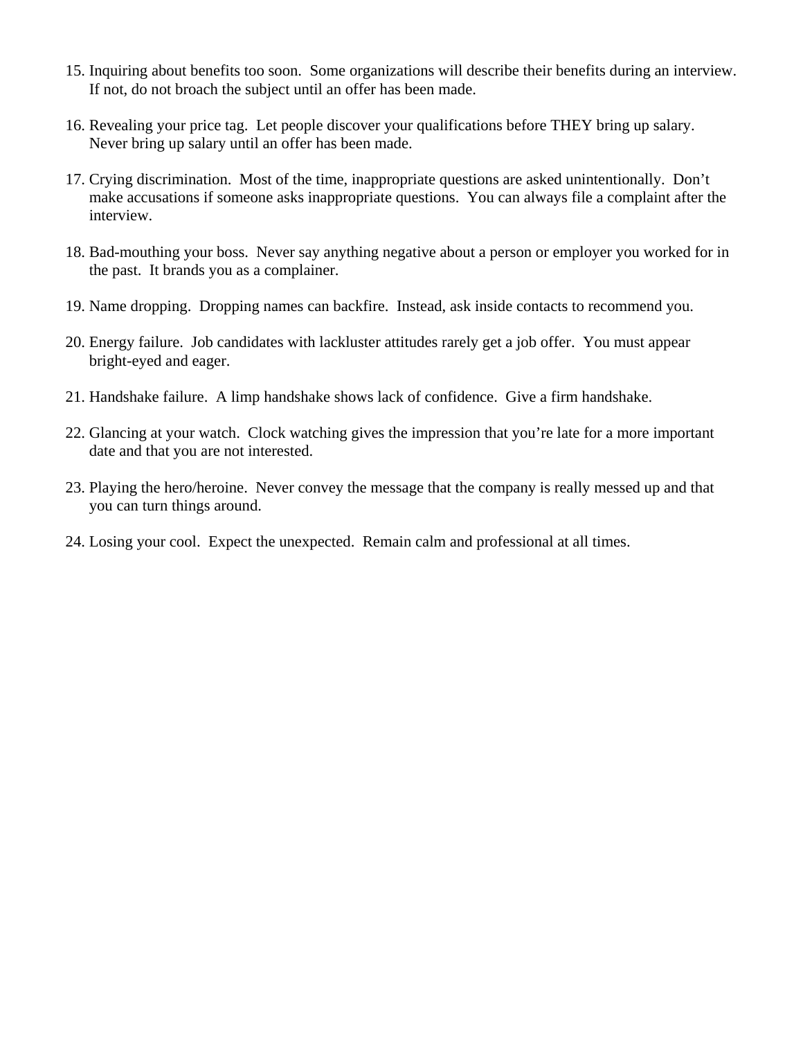15. Inquiring about benefits too soon.  Some organizations will describe their benefits during an interview.  If not, do not broach the subject until an offer has been made.

16. Revealing your price tag.  Let people discover your qualifications before THEY bring up salary.  Never bring up salary until an offer has been made.

17. Crying discrimination.  Most of the time, inappropriate questions are asked unintentionally.  Don't make accusations if someone asks inappropriate questions.  You can always file a complaint after the interview.

18. Bad-mouthing your boss.  Never say anything negative about a person or employer you worked for in the past.  It brands you as a complainer.

19. Name dropping.  Dropping names can backfire.  Instead, ask inside contacts to recommend you.

20. Energy failure.  Job candidates with lackluster attitudes rarely get a job offer.  You must appear bright-eyed and eager.

21. Handshake failure.  A limp handshake shows lack of confidence.  Give a firm handshake.

22. Glancing at your watch.  Clock watching gives the impression that you're late for a more important date and that you are not interested.

23. Playing the hero/heroine.  Never convey the message that the company is really messed up and that you can turn things around.

24. Losing your cool.  Expect the unexpected.  Remain calm and professional at all times.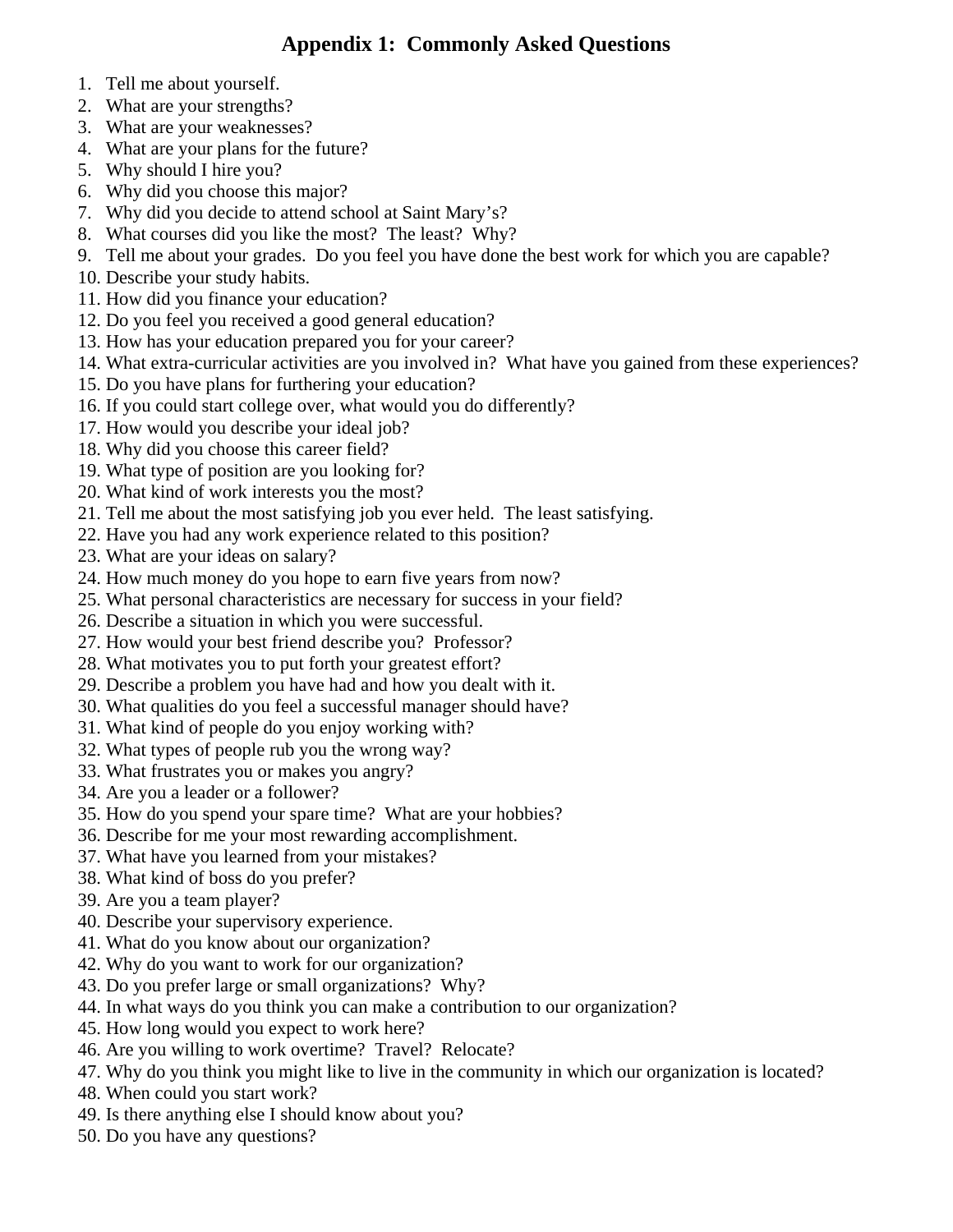# Appendix 1: Commonly Asked Questions

1. Tell me about yourself.
2. What are your strengths?
3. What are your weaknesses?
4. What are your plans for the future?
5. Why should I hire you?
6. Why did you choose this major?
7. Why did you decide to attend school at Saint Mary's?
8. What courses did you like the most? The least? Why?
9. Tell me about your grades. Do you feel you have done the best work for which you are capable?
10. Describe your study habits.
11. How did you finance your education?
12. Do you feel you received a good general education?
13. How has your education prepared you for your career?
14. What extra-curricular activities are you involved in? What have you gained from these experiences?
15. Do you have plans for furthering your education?
16. If you could start college over, what would you do differently?
17. How would you describe your ideal job?
18. Why did you choose this career field?
19. What type of position are you looking for?
20. What kind of work interests you the most?
21. Tell me about the most satisfying job you ever held. The least satisfying.
22. Have you had any work experience related to this position?
23. What are your ideas on salary?
24. How much money do you hope to earn five years from now?
25. What personal characteristics are necessary for success in your field?
26. Describe a situation in which you were successful.
27. How would your best friend describe you? Professor?
28. What motivates you to put forth your greatest effort?
29. Describe a problem you have had and how you dealt with it.
30. What qualities do you feel a successful manager should have?
31. What kind of people do you enjoy working with?
32. What types of people rub you the wrong way?
33. What frustrates you or makes you angry?
34. Are you a leader or a follower?
35. How do you spend your spare time? What are your hobbies?
36. Describe for me your most rewarding accomplishment.
37. What have you learned from your mistakes?
38. What kind of boss do you prefer?
39. Are you a team player?
40. Describe your supervisory experience.
41. What do you know about our organization?
42. Why do you want to work for our organization?
43. Do you prefer large or small organizations? Why?
44. In what ways do you think you can make a contribution to our organization?
45. How long would you expect to work here?
46. Are you willing to work overtime? Travel? Relocate?
47. Why do you think you might like to live in the community in which our organization is located?
48. When could you start work?
49. Is there anything else I should know about you?
50. Do you have any questions?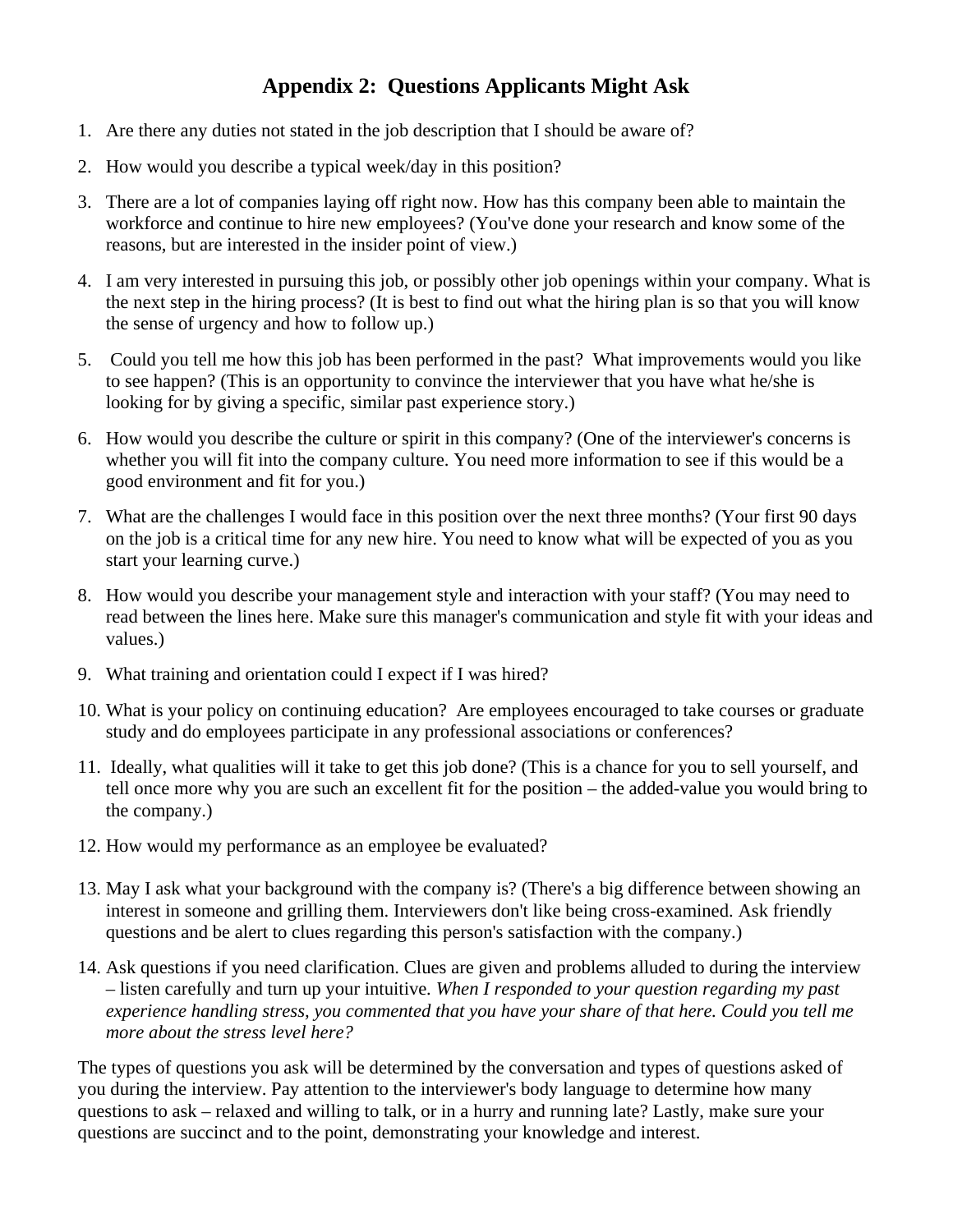# Appendix 2: Questions Applicants Might Ask

1. Are there any duties not stated in the job description that I should be aware of?
2. How would you describe a typical week/day in this position?
3. There are a lot of companies laying off right now. How has this company been able to maintain the workforce and continue to hire new employees? (You've done your research and know some of the reasons, but are interested in the insider point of view.)
4. I am very interested in pursuing this job, or possibly other job openings within your company. What is the next step in the hiring process? (It is best to find out what the hiring plan is so that you will know the sense of urgency and how to follow up.)
5. Could you tell me how this job has been performed in the past? What improvements would you like to see happen? (This is an opportunity to convince the interviewer that you have what he/she is looking for by giving a specific, similar past experience story.)
6. How would you describe the culture or spirit in this company? (One of the interviewer's concerns is whether you will fit into the company culture. You need more information to see if this would be a good environment and fit for you.)
7. What are the challenges I would face in this position over the next three months? (Your first 90 days on the job is a critical time for any new hire. You need to know what will be expected of you as you start your learning curve.)
8. How would you describe your management style and interaction with your staff? (You may need to read between the lines here. Make sure this manager's communication and style fit with your ideas and values.)
9. What training and orientation could I expect if I was hired?
10. What is your policy on continuing education? Are employees encouraged to take courses or graduate study and do employees participate in any professional associations or conferences?
11. Ideally, what qualities will it take to get this job done? (This is a chance for you to sell yourself, and tell once more why you are such an excellent fit for the position – the added-value you would bring to the company.)
12. How would my performance as an employee be evaluated?
13. May I ask what your background with the company is? (There's a big difference between showing an interest in someone and grilling them. Interviewers don't like being cross-examined. Ask friendly questions and be alert to clues regarding this person's satisfaction with the company.)
14. Ask questions if you need clarification. Clues are given and problems alluded to during the interview – listen carefully and turn up your intuitive. *When I responded to your question regarding my past experience handling stress, you commented that you have your share of that here. Could you tell me more about the stress level here?*

The types of questions you ask will be determined by the conversation and types of questions asked of you during the interview. Pay attention to the interviewer's body language to determine how many questions to ask – relaxed and willing to talk, or in a hurry and running late? Lastly, make sure your questions are succinct and to the point, demonstrating your knowledge and interest.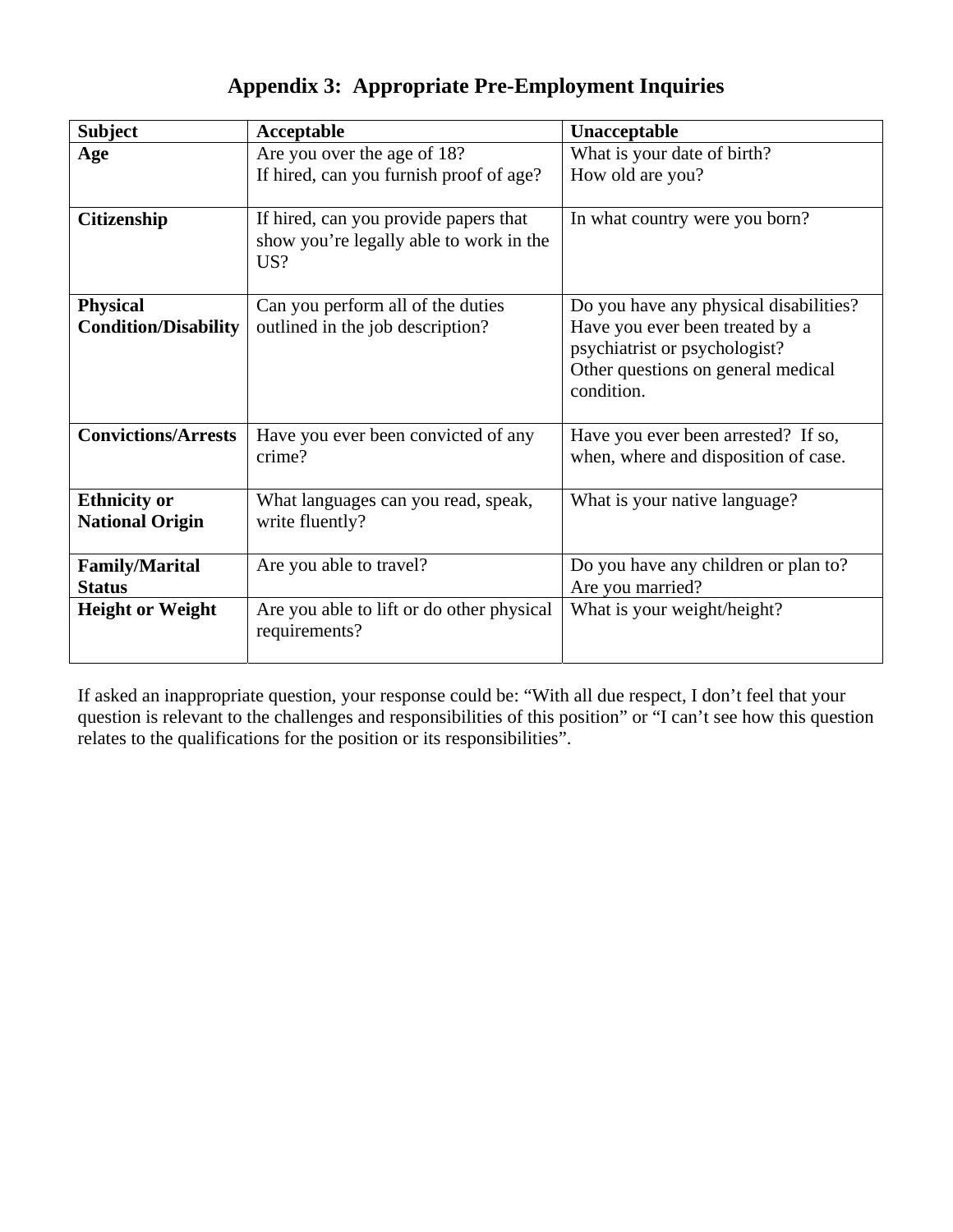# Appendix 3: Appropriate Pre-Employment Inquiries

| Subject | Acceptable | Unacceptable |
|---|---|---|
| **Age** | Are you over the age of 18?<br>If hired, can you furnish proof of age? | What is your date of birth?<br>How old are you? |
| **Citizenship** | If hired, can you provide papers that show you're legally able to work in the US? | In what country were you born? |
| **Physical Condition/Disability** | Can you perform all of the duties outlined in the job description? | Do you have any physical disabilities?<br>Have you ever been treated by a psychiatrist or psychologist?<br>Other questions on general medical condition. |
| **Convictions/Arrests** | Have you ever been convicted of any crime? | Have you ever been arrested? If so, when, where and disposition of case. |
| **Ethnicity or National Origin** | What languages can you read, speak, write fluently? | What is your native language? |
| **Family/Marital Status** | Are you able to travel? | Do you have any children or plan to?<br>Are you married? |
| **Height or Weight** | Are you able to lift or do other physical requirements? | What is your weight/height? |

If asked an inappropriate question, your response could be: "With all due respect, I don't feel that your question is relevant to the challenges and responsibilities of this position" or "I can't see how this question relates to the qualifications for the position or its responsibilities".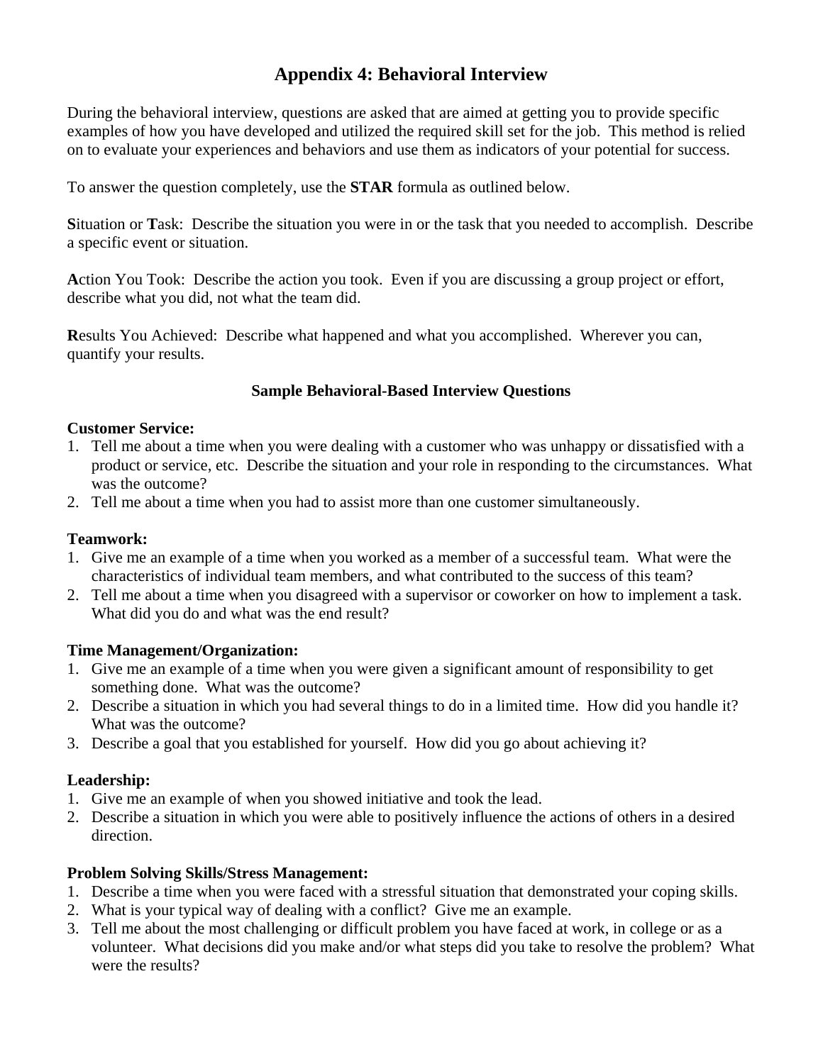# Appendix 4: Behavioral Interview

During the behavioral interview, questions are asked that are aimed at getting you to provide specific examples of how you have developed and utilized the required skill set for the job. This method is relied on to evaluate your experiences and behaviors and use them as indicators of your potential for success.

To answer the question completely, use the **STAR** formula as outlined below.

**S**ituation or **T**ask: Describe the situation you were in or the task that you needed to accomplish. Describe a specific event or situation.

**A**ction You Took: Describe the action you took. Even if you are discussing a group project or effort, describe what you did, not what the team did.

**R**esults You Achieved: Describe what happened and what you accomplished. Wherever you can, quantify your results.

### Sample Behavioral-Based Interview Questions

**Customer Service:**

1. Tell me about a time when you were dealing with a customer who was unhappy or dissatisfied with a product or service, etc. Describe the situation and your role in responding to the circumstances. What was the outcome?
2. Tell me about a time when you had to assist more than one customer simultaneously.

**Teamwork:**

1. Give me an example of a time when you worked as a member of a successful team. What were the characteristics of individual team members, and what contributed to the success of this team?
2. Tell me about a time when you disagreed with a supervisor or coworker on how to implement a task. What did you do and what was the end result?

**Time Management/Organization:**

1. Give me an example of a time when you were given a significant amount of responsibility to get something done. What was the outcome?
2. Describe a situation in which you had several things to do in a limited time. How did you handle it? What was the outcome?
3. Describe a goal that you established for yourself. How did you go about achieving it?

**Leadership:**

1. Give me an example of when you showed initiative and took the lead.
2. Describe a situation in which you were able to positively influence the actions of others in a desired direction.

**Problem Solving Skills/Stress Management:**

1. Describe a time when you were faced with a stressful situation that demonstrated your coping skills.
2. What is your typical way of dealing with a conflict? Give me an example.
3. Tell me about the most challenging or difficult problem you have faced at work, in college or as a volunteer. What decisions did you make and/or what steps did you take to resolve the problem? What were the results?